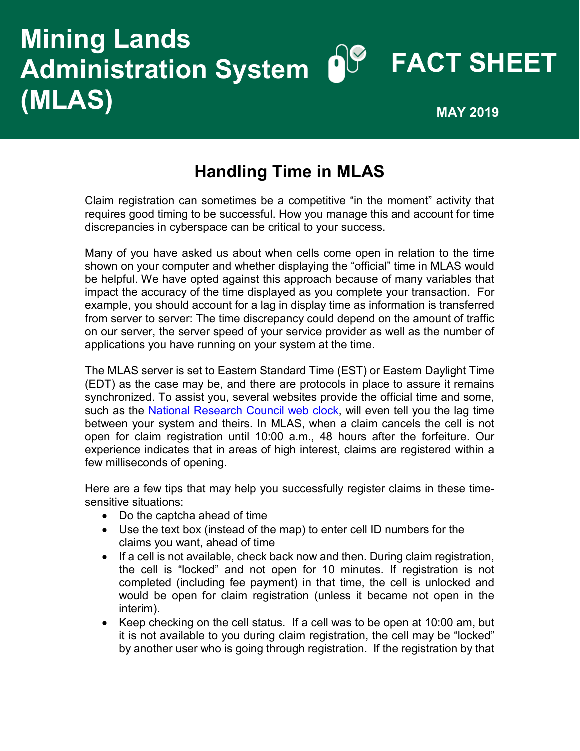# Mining Lands Administration System (MLAS)

# FACT SHEET

**MAY 2019**

## Handling Time in MLAS

Claim registration can sometimes be a competitive "in the moment" activity that requires good timing to be successful. How you manage this and account for time discrepancies in cyberspace can be critical to your success.

Many of you have asked us about when cells come open in relation to the time shown on your computer and whether displaying the "official" time in MLAS would be helpful. We have opted against this approach because of many variables that impact the accuracy of the time displayed as you complete your transaction. For example, you should account for a lag in display time as information is transferred from server to server: The time discrepancy could depend on the amount of traffic on our server, the server speed of your service provider as well as the number of applications you have running on your system at the time.

The MLAS server is set to Eastern Standard Time (EST) or Eastern Daylight Time (EDT) as the case may be, and there are protocols in place to assure it remains synchronized. To assist you, several websites provide the official time and some, such as the National Research Council web clock, will even tell you the lag time between your system and theirs. In MLAS, when a claim cancels the cell is not open for claim registration until 10:00 a.m., 48 hours after the forfeiture. Our experience indicates that in areas of high interest, claims are registered within a few milliseconds of opening.

Here are a few tips that may help you successfully register claims in these time-sensitive situations:

- Do the captcha ahead of time
- Use the text box (instead of the map) to enter cell ID numbers for the claims you want, ahead of time
- If a cell is not available, check back now and then. During claim registration, the cell is "locked" and not open for 10 minutes. If registration is not completed (including fee payment) in that time, the cell is unlocked and would be open for claim registration (unless it became not open in the interim).
- Keep checking on the cell status. If a cell was to be open at 10:00 am, but it is not available to you during claim registration, the cell may be "locked" by another user who is going through registration. If the registration by that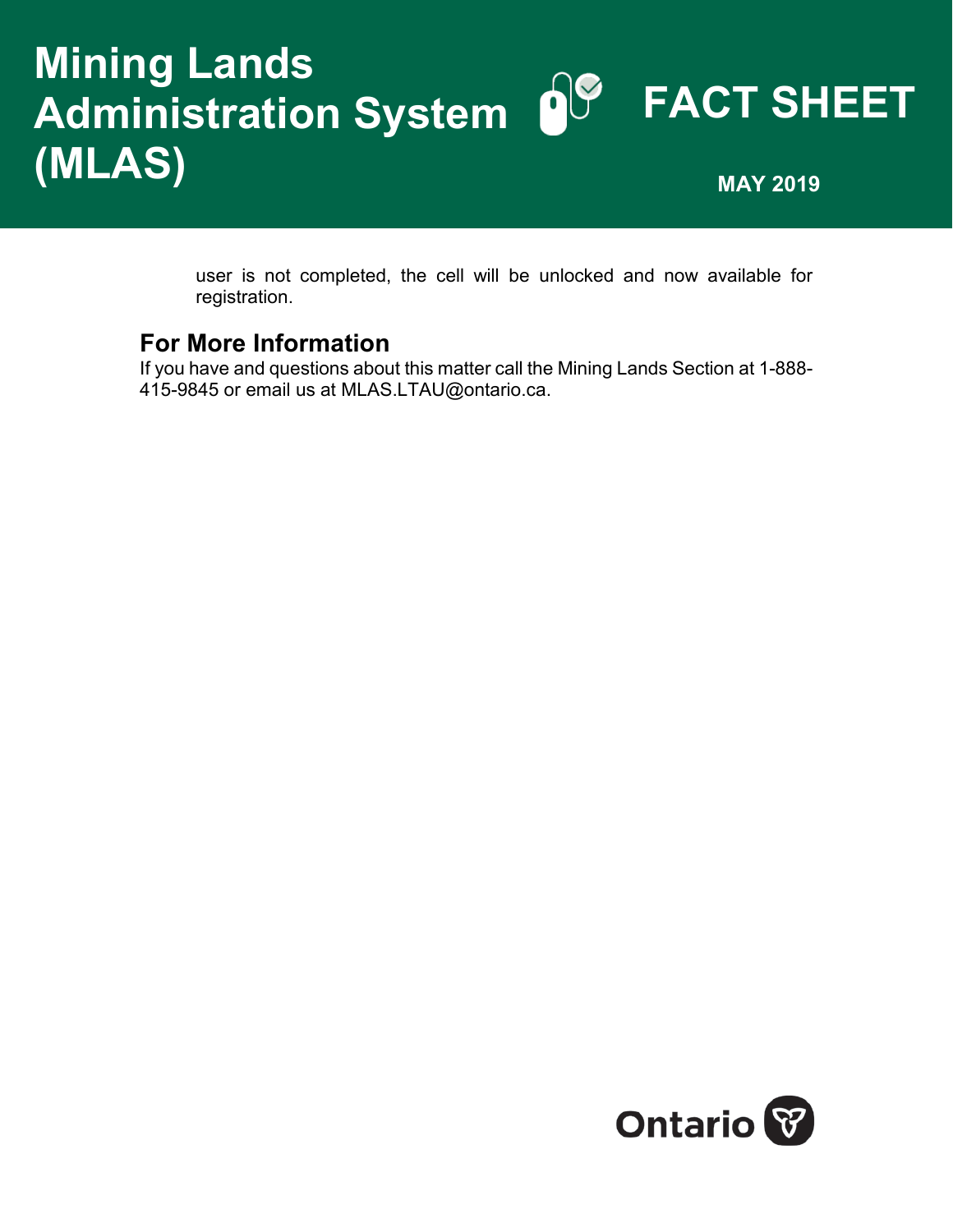user is not completed, the cell will be unlocked and now available for registration.

## For More Information

If you have and questions about this matter call the Mining Lands Section at 1-888-415-9845 or email us at MLAS.LTAU@ontario.ca.